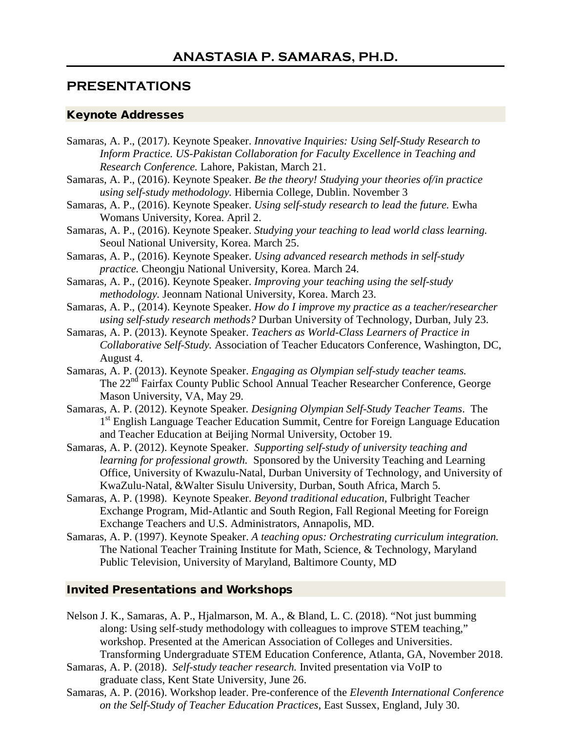# ANASTASIA P. SAMARAS, PH.D.

## PRESENTATIONS

### Keynote Addresses

Samaras, A. P., (2017). Keynote Speaker. *Innovative Inquiries: Using Self-Study Research to Inform Practice. US-Pakistan Collaboration for Faculty Excellence in Teaching and Research Conference.* Lahore, Pakistan, March 21.

Samaras, A. P., (2016). Keynote Speaker. *Be the theory! Studying your theories of/in practice using self-study methodology.* Hibernia College, Dublin. November 3

Samaras, A. P., (2016). Keynote Speaker. *Using self-study research to lead the future.* Ewha Womans University, Korea. April 2.

Samaras, A. P., (2016). Keynote Speaker. *Studying your teaching to lead world class learning.* Seoul National University, Korea. March 25.

Samaras, A. P., (2016). Keynote Speaker. *Using advanced research methods in self-study practice.* Cheongju National University, Korea. March 24.

Samaras, A. P., (2016). Keynote Speaker. *Improving your teaching using the self-study methodology.* Jeonnam National University, Korea. March 23.

Samaras, A. P., (2014). Keynote Speaker. *How do I improve my practice as a teacher/researcher using self-study research methods?* Durban University of Technology, Durban, July 23.

Samaras, A. P. (2013). Keynote Speaker. *Teachers as World-Class Learners of Practice in Collaborative Self-Study.* Association of Teacher Educators Conference, Washington, DC, August 4.

Samaras, A. P. (2013). Keynote Speaker. *Engaging as Olympian self-study teacher teams.* The 22nd Fairfax County Public School Annual Teacher Researcher Conference, George Mason University, VA, May 29.

Samaras, A. P. (2012). Keynote Speaker. *Designing Olympian Self-Study Teacher Teams*. The 1st English Language Teacher Education Summit, Centre for Foreign Language Education and Teacher Education at Beijing Normal University, October 19.

Samaras, A. P. (2012). Keynote Speaker. *Supporting self-study of university teaching and learning for professional growth.* Sponsored by the University Teaching and Learning Office, University of Kwazulu-Natal, Durban University of Technology, and University of KwaZulu-Natal, &Walter Sisulu University, Durban, South Africa, March 5.

Samaras, A. P. (1998). Keynote Speaker. *Beyond traditional education,* Fulbright Teacher Exchange Program, Mid-Atlantic and South Region, Fall Regional Meeting for Foreign Exchange Teachers and U.S. Administrators, Annapolis, MD.

Samaras, A. P. (1997). Keynote Speaker. *A teaching opus: Orchestrating curriculum integration.* The National Teacher Training Institute for Math, Science, & Technology, Maryland Public Television, University of Maryland, Baltimore County, MD

### Invited Presentations and Workshops

Nelson J. K., Samaras, A. P., Hjalmarson, M. A., & Bland, L. C. (2018). "Not just bumming along: Using self-study methodology with colleagues to improve STEM teaching," workshop. Presented at the American Association of Colleges and Universities. Transforming Undergraduate STEM Education Conference, Atlanta, GA, November 2018.

Samaras, A. P. (2018). *Self-study teacher research.* Invited presentation via VoIP to graduate class, Kent State University, June 26.

Samaras, A. P. (2016). Workshop leader. Pre-conference of the *Eleventh International Conference on the Self-Study of Teacher Education Practices*, East Sussex, England, July 30.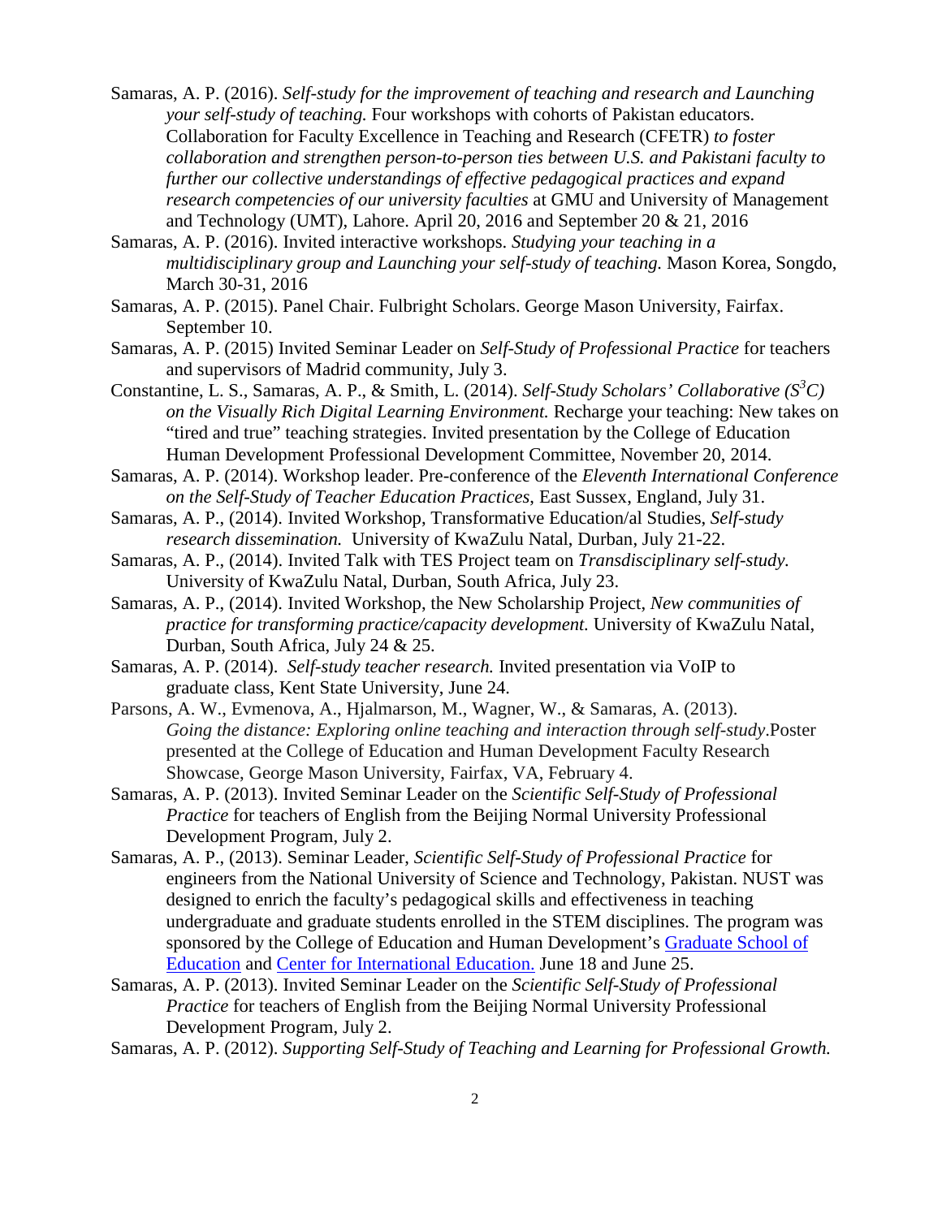Samaras, A. P. (2016). *Self-study for the improvement of teaching and research and Launching your self-study of teaching.* Four workshops with cohorts of Pakistan educators. Collaboration for Faculty Excellence in Teaching and Research (CFETR) *to foster collaboration and strengthen person-to-person ties between U.S. and Pakistani faculty to further our collective understandings of effective pedagogical practices and expand research competencies of our university faculties* at GMU and University of Management and Technology (UMT), Lahore. April 20, 2016 and September 20 & 21, 2016

Samaras, A. P. (2016). Invited interactive workshops. *Studying your teaching in a multidisciplinary group and Launching your self-study of teaching.* Mason Korea, Songdo, March 30-31, 2016

Samaras, A. P. (2015). Panel Chair. Fulbright Scholars. George Mason University, Fairfax. September 10.

Samaras, A. P. (2015) Invited Seminar Leader on *Self-Study of Professional Practice* for teachers and supervisors of Madrid community, July 3.

Constantine, L. S., Samaras, A. P., & Smith, L. (2014). *Self-Study Scholars' Collaborative ($S^3C$) on the Visually Rich Digital Learning Environment.* Recharge your teaching: New takes on "tired and true" teaching strategies. Invited presentation by the College of Education Human Development Professional Development Committee, November 20, 2014.

Samaras, A. P. (2014). Workshop leader. Pre-conference of the *Eleventh International Conference on the Self-Study of Teacher Education Practices*, East Sussex, England, July 31.

Samaras, A. P., (2014). Invited Workshop, Transformative Education/al Studies, *Self-study research dissemination.* University of KwaZulu Natal, Durban, July 21-22.

Samaras, A. P., (2014). Invited Talk with TES Project team on *Transdisciplinary self-study.* University of KwaZulu Natal, Durban, South Africa, July 23.

Samaras, A. P., (2014). Invited Workshop, the New Scholarship Project, *New communities of practice for transforming practice/capacity development.* University of KwaZulu Natal, Durban, South Africa, July 24 & 25.

Samaras, A. P. (2014). *Self-study teacher research.* Invited presentation via VoIP to graduate class, Kent State University, June 24.

Parsons, A. W., Evmenova, A., Hjalmarson, M., Wagner, W., & Samaras, A. (2013). *Going the distance: Exploring online teaching and interaction through self-study*.Poster presented at the College of Education and Human Development Faculty Research Showcase, George Mason University, Fairfax, VA, February 4.

Samaras, A. P. (2013). Invited Seminar Leader on the *Scientific Self-Study of Professional Practice* for teachers of English from the Beijing Normal University Professional Development Program, July 2.

Samaras, A. P., (2013). Seminar Leader, *Scientific Self-Study of Professional Practice* for engineers from the National University of Science and Technology, Pakistan. NUST was designed to enrich the faculty's pedagogical skills and effectiveness in teaching undergraduate and graduate students enrolled in the STEM disciplines. The program was sponsored by the College of Education and Human Development's Graduate School of Education and Center for International Education. June 18 and June 25.

Samaras, A. P. (2013). Invited Seminar Leader on the *Scientific Self-Study of Professional Practice* for teachers of English from the Beijing Normal University Professional Development Program, July 2.

Samaras, A. P. (2012). *Supporting Self-Study of Teaching and Learning for Professional Growth.*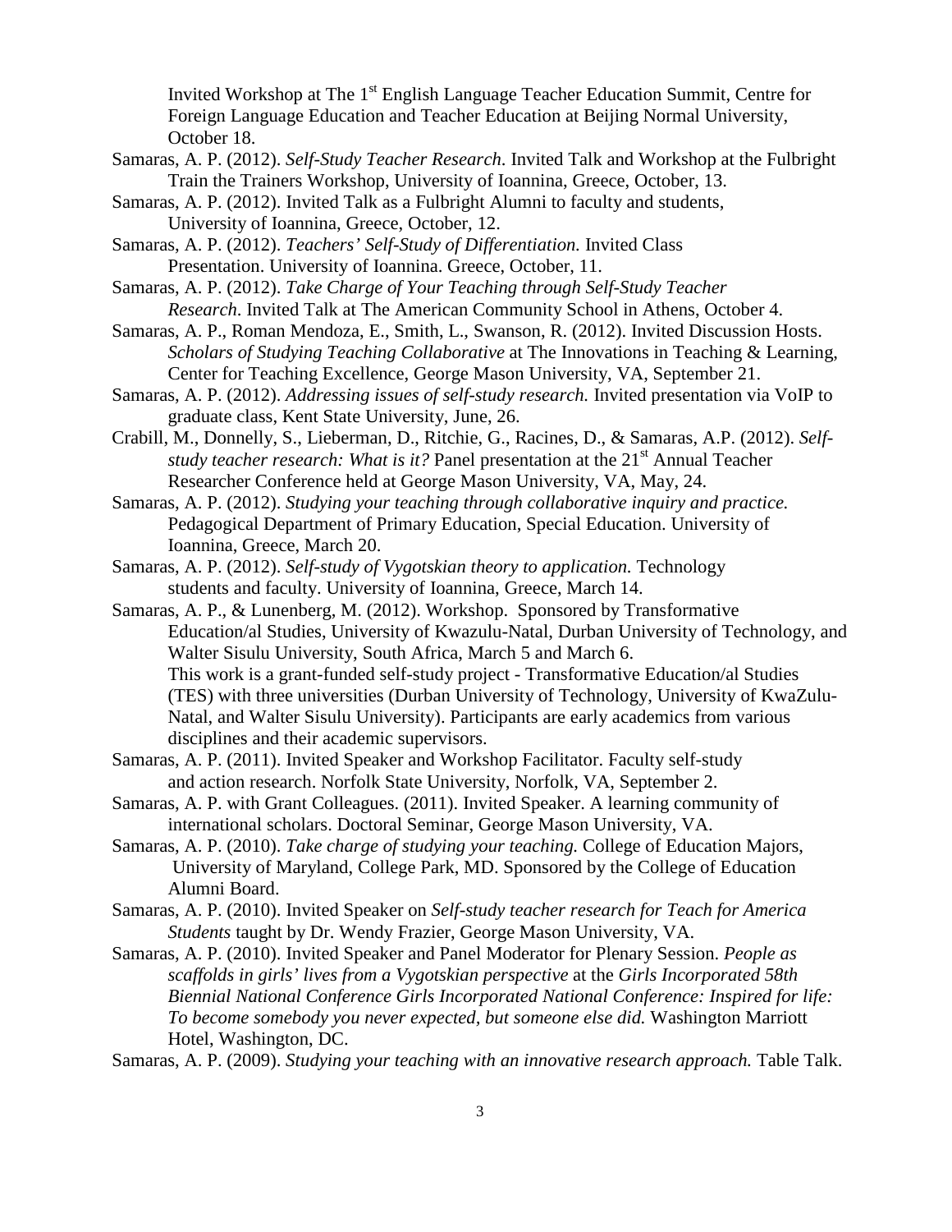Invited Workshop at The 1st English Language Teacher Education Summit, Centre for Foreign Language Education and Teacher Education at Beijing Normal University, October 18.

Samaras, A. P. (2012). *Self-Study Teacher Research*. Invited Talk and Workshop at the Fulbright Train the Trainers Workshop, University of Ioannina, Greece, October, 13.

Samaras, A. P. (2012). Invited Talk as a Fulbright Alumni to faculty and students, University of Ioannina, Greece, October, 12.

Samaras, A. P. (2012). *Teachers' Self-Study of Differentiation.* Invited Class Presentation. University of Ioannina. Greece, October, 11.

Samaras, A. P. (2012). *Take Charge of Your Teaching through Self-Study Teacher Research*. Invited Talk at The American Community School in Athens, October 4.

Samaras, A. P., Roman Mendoza, E., Smith, L., Swanson, R. (2012). Invited Discussion Hosts. *Scholars of Studying Teaching Collaborative* at The Innovations in Teaching & Learning, Center for Teaching Excellence, George Mason University, VA, September 21.

Samaras, A. P. (2012). *Addressing issues of self-study research.* Invited presentation via VoIP to graduate class, Kent State University, June, 26.

Crabill, M., Donnelly, S., Lieberman, D., Ritchie, G., Racines, D., & Samaras, A.P. (2012). *Self-study teacher research: What is it?* Panel presentation at the 21st Annual Teacher Researcher Conference held at George Mason University, VA, May, 24.

Samaras, A. P. (2012). *Studying your teaching through collaborative inquiry and practice.* Pedagogical Department of Primary Education, Special Education. University of Ioannina, Greece, March 20.

Samaras, A. P. (2012). *Self-study of Vygotskian theory to application.* Technology students and faculty. University of Ioannina, Greece, March 14.

Samaras, A. P., & Lunenberg, M. (2012). Workshop. Sponsored by Transformative Education/al Studies, University of Kwazulu-Natal, Durban University of Technology, and Walter Sisulu University, South Africa, March 5 and March 6. This work is a grant-funded self-study project - Transformative Education/al Studies (TES) with three universities (Durban University of Technology, University of KwaZulu-Natal, and Walter Sisulu University). Participants are early academics from various disciplines and their academic supervisors.

Samaras, A. P. (2011). Invited Speaker and Workshop Facilitator. Faculty self-study and action research. Norfolk State University, Norfolk, VA, September 2.

Samaras, A. P. with Grant Colleagues. (2011). Invited Speaker. A learning community of international scholars. Doctoral Seminar, George Mason University, VA.

Samaras, A. P. (2010). *Take charge of studying your teaching.* College of Education Majors, University of Maryland, College Park, MD. Sponsored by the College of Education Alumni Board.

Samaras, A. P. (2010). Invited Speaker on *Self-study teacher research for Teach for America Students* taught by Dr. Wendy Frazier, George Mason University, VA.

Samaras, A. P. (2010). Invited Speaker and Panel Moderator for Plenary Session. *People as scaffolds in girls' lives from a Vygotskian perspective* at the *Girls Incorporated 58th Biennial National Conference Girls Incorporated National Conference: Inspired for life: To become somebody you never expected, but someone else did.* Washington Marriott Hotel, Washington, DC.

Samaras, A. P. (2009). *Studying your teaching with an innovative research approach.* Table Talk.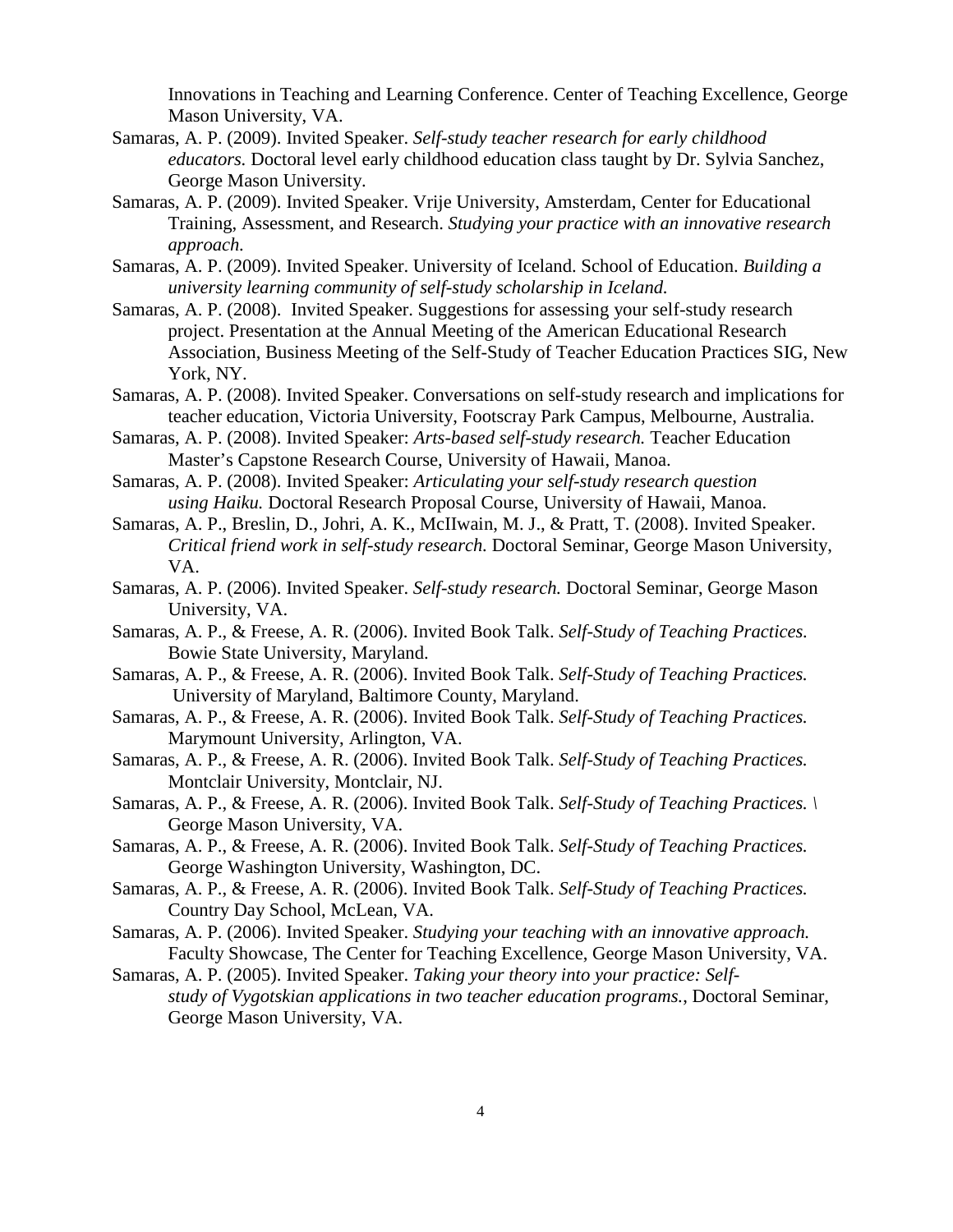Innovations in Teaching and Learning Conference. Center of Teaching Excellence, George Mason University, VA.

Samaras, A. P. (2009). Invited Speaker. *Self-study teacher research for early childhood educators.* Doctoral level early childhood education class taught by Dr. Sylvia Sanchez, George Mason University.

Samaras, A. P. (2009). Invited Speaker. Vrije University, Amsterdam, Center for Educational Training, Assessment, and Research. *Studying your practice with an innovative research approach.*

Samaras, A. P. (2009). Invited Speaker. University of Iceland. School of Education. *Building a university learning community of self-study scholarship in Iceland.*

Samaras, A. P. (2008). Invited Speaker. Suggestions for assessing your self-study research project. Presentation at the Annual Meeting of the American Educational Research Association, Business Meeting of the Self-Study of Teacher Education Practices SIG, New York, NY.

Samaras, A. P. (2008). Invited Speaker. Conversations on self-study research and implications for teacher education, Victoria University, Footscray Park Campus, Melbourne, Australia.

Samaras, A. P. (2008). Invited Speaker: *Arts-based self-study research.* Teacher Education Master's Capstone Research Course, University of Hawaii, Manoa.

Samaras, A. P. (2008). Invited Speaker: *Articulating your self-study research question using Haiku.* Doctoral Research Proposal Course, University of Hawaii, Manoa.

Samaras, A. P., Breslin, D., Johri, A. K., McIlwain, M. J., & Pratt, T. (2008). Invited Speaker. *Critical friend work in self-study research.* Doctoral Seminar, George Mason University, VA.

Samaras, A. P. (2006). Invited Speaker. *Self-study research.* Doctoral Seminar, George Mason University, VA.

Samaras, A. P., & Freese, A. R. (2006). Invited Book Talk. *Self-Study of Teaching Practices.* Bowie State University, Maryland.

Samaras, A. P., & Freese, A. R. (2006). Invited Book Talk. *Self-Study of Teaching Practices.* University of Maryland, Baltimore County, Maryland.

Samaras, A. P., & Freese, A. R. (2006). Invited Book Talk. *Self-Study of Teaching Practices.* Marymount University, Arlington, VA.

Samaras, A. P., & Freese, A. R. (2006). Invited Book Talk. *Self-Study of Teaching Practices.* Montclair University, Montclair, NJ.

Samaras, A. P., & Freese, A. R. (2006). Invited Book Talk. *Self-Study of Teaching Practices. \* George Mason University, VA.

Samaras, A. P., & Freese, A. R. (2006). Invited Book Talk. *Self-Study of Teaching Practices.* George Washington University, Washington, DC.

Samaras, A. P., & Freese, A. R. (2006). Invited Book Talk. *Self-Study of Teaching Practices.* Country Day School, McLean, VA.

Samaras, A. P. (2006). Invited Speaker. *Studying your teaching with an innovative approach.* Faculty Showcase, The Center for Teaching Excellence, George Mason University, VA.

Samaras, A. P. (2005). Invited Speaker. *Taking your theory into your practice: Self-study of Vygotskian applications in two teacher education programs.*, Doctoral Seminar, George Mason University, VA.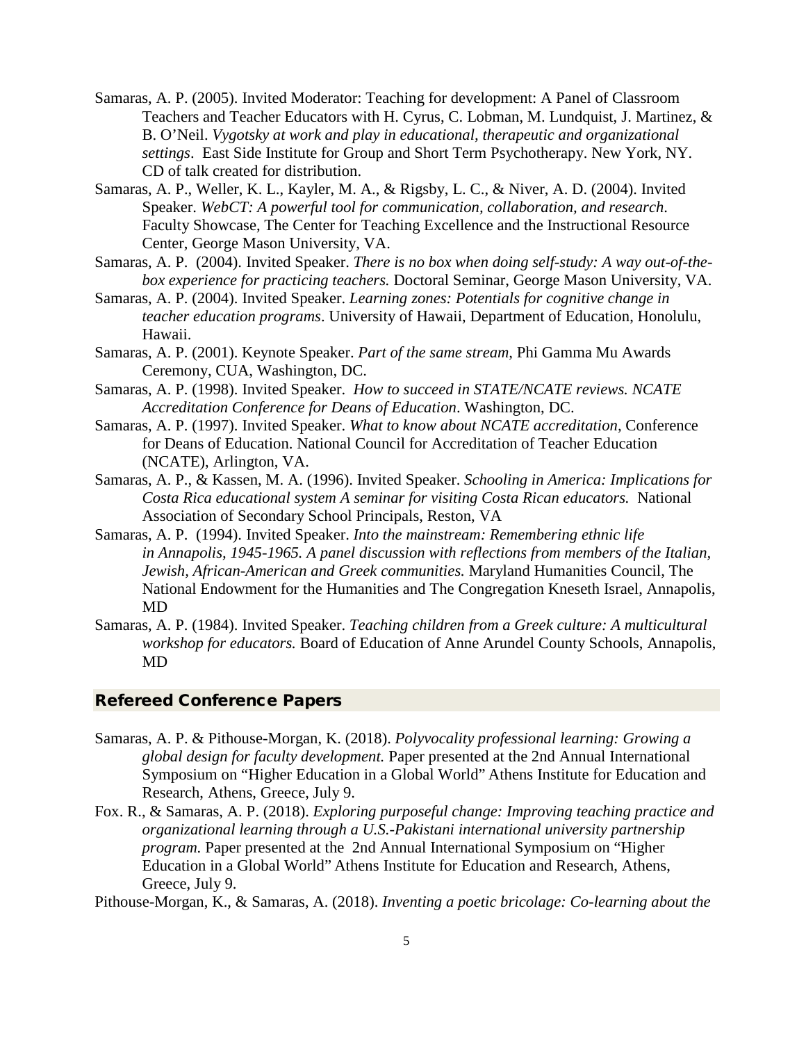Samaras, A. P. (2005). Invited Moderator: Teaching for development: A Panel of Classroom Teachers and Teacher Educators with H. Cyrus, C. Lobman, M. Lundquist, J. Martinez, & B. O'Neil. *Vygotsky at work and play in educational, therapeutic and organizational settings*. East Side Institute for Group and Short Term Psychotherapy. New York, NY. CD of talk created for distribution.

Samaras, A. P., Weller, K. L., Kayler, M. A., & Rigsby, L. C., & Niver, A. D. (2004). Invited Speaker. *WebCT: A powerful tool for communication, collaboration, and research*. Faculty Showcase, The Center for Teaching Excellence and the Instructional Resource Center, George Mason University, VA.

Samaras, A. P. (2004). Invited Speaker. *There is no box when doing self-study: A way out-of-the-box experience for practicing teachers.* Doctoral Seminar, George Mason University, VA.

Samaras, A. P. (2004). Invited Speaker. *Learning zones: Potentials for cognitive change in teacher education programs*. University of Hawaii, Department of Education, Honolulu, Hawaii.

Samaras, A. P. (2001). Keynote Speaker. *Part of the same stream,* Phi Gamma Mu Awards Ceremony, CUA, Washington, DC.

Samaras, A. P. (1998). Invited Speaker. *How to succeed in STATE/NCATE reviews. NCATE Accreditation Conference for Deans of Education*. Washington, DC.

Samaras, A. P. (1997). Invited Speaker. *What to know about NCATE accreditation,* Conference for Deans of Education. National Council for Accreditation of Teacher Education (NCATE), Arlington, VA.

Samaras, A. P., & Kassen, M. A. (1996). Invited Speaker. *Schooling in America: Implications for Costa Rica educational system A seminar for visiting Costa Rican educators.* National Association of Secondary School Principals, Reston, VA

Samaras, A. P. (1994). Invited Speaker. *Into the mainstream: Remembering ethnic life in Annapolis, 1945-1965. A panel discussion with reflections from members of the Italian, Jewish, African-American and Greek communities.* Maryland Humanities Council, The National Endowment for the Humanities and The Congregation Kneseth Israel, Annapolis, MD

Samaras, A. P. (1984). Invited Speaker. *Teaching children from a Greek culture: A multicultural workshop for educators.* Board of Education of Anne Arundel County Schools, Annapolis, MD

## Refereed Conference Papers

Samaras, A. P. & Pithouse-Morgan, K. (2018). *Polyvocality professional learning: Growing a global design for faculty development.* Paper presented at the 2nd Annual International Symposium on "Higher Education in a Global World" Athens Institute for Education and Research, Athens, Greece, July 9.

Fox. R., & Samaras, A. P. (2018). *Exploring purposeful change: Improving teaching practice and organizational learning through a U.S.-Pakistani international university partnership program.* Paper presented at the 2nd Annual International Symposium on "Higher Education in a Global World" Athens Institute for Education and Research, Athens, Greece, July 9.

Pithouse-Morgan, K., & Samaras, A. (2018). *Inventing a poetic bricolage: Co-learning about the*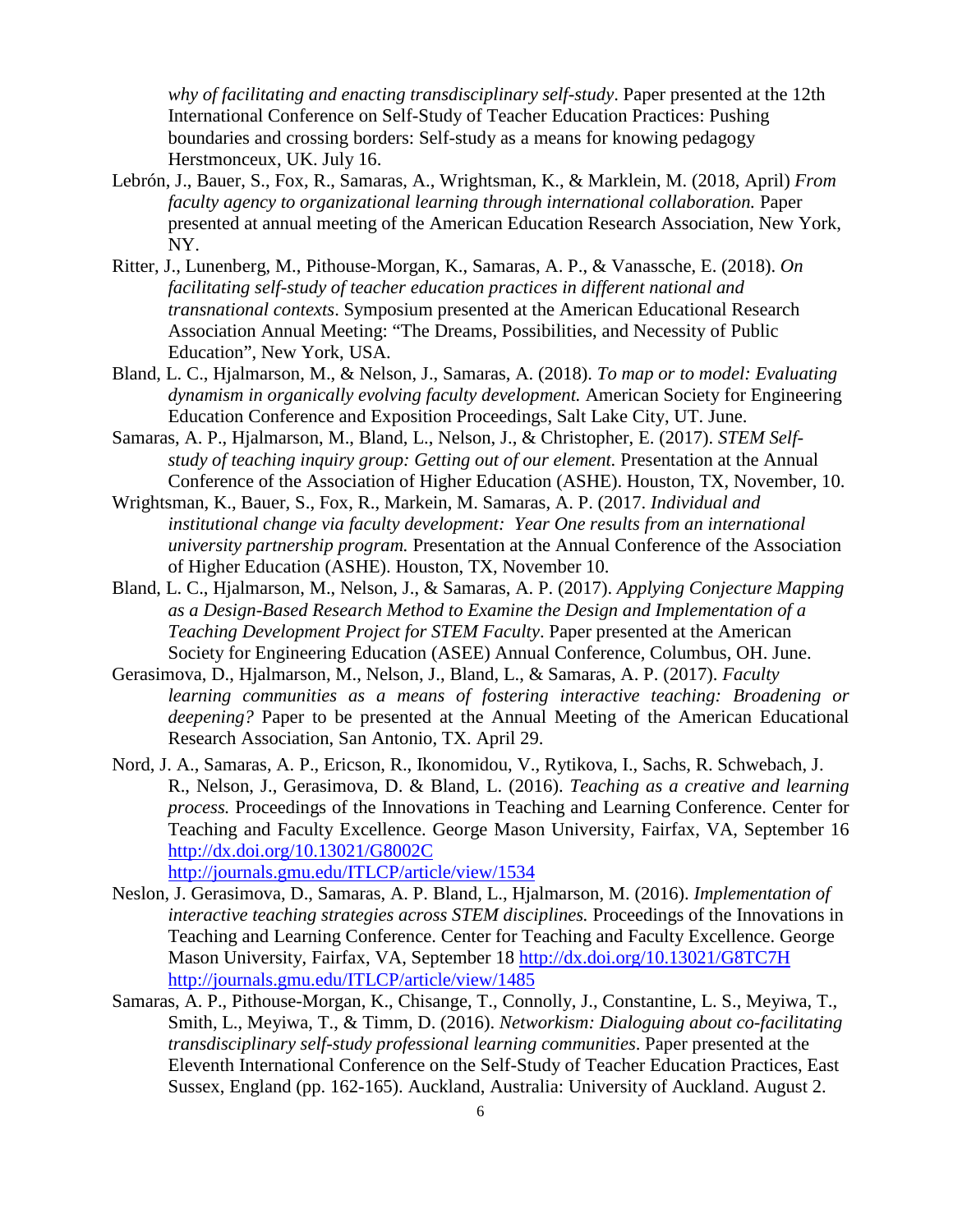*why of facilitating and enacting transdisciplinary self-study*. Paper presented at the 12th International Conference on Self-Study of Teacher Education Practices: Pushing boundaries and crossing borders: Self-study as a means for knowing pedagogy Herstmonceux, UK. July 16.

Lebrón, J., Bauer, S., Fox, R., Samaras, A., Wrightsman, K., & Marklein, M. (2018, April) *From faculty agency to organizational learning through international collaboration.* Paper presented at annual meeting of the American Education Research Association, New York, NY.

Ritter, J., Lunenberg, M., Pithouse-Morgan, K., Samaras, A. P., & Vanassche, E. (2018). *On facilitating self-study of teacher education practices in different national and transnational contexts*. Symposium presented at the American Educational Research Association Annual Meeting: "The Dreams, Possibilities, and Necessity of Public Education", New York, USA.

Bland, L. C., Hjalmarson, M., & Nelson, J., Samaras, A. (2018). *To map or to model: Evaluating dynamism in organically evolving faculty development.* American Society for Engineering Education Conference and Exposition Proceedings, Salt Lake City, UT. June.

Samaras, A. P., Hjalmarson, M., Bland, L., Nelson, J., & Christopher, E. (2017). *STEM Self-study of teaching inquiry group: Getting out of our element.* Presentation at the Annual Conference of the Association of Higher Education (ASHE). Houston, TX, November, 10.

Wrightsman, K., Bauer, S., Fox, R., Markein, M. Samaras, A. P. (2017. *Individual and institutional change via faculty development: Year One results from an international university partnership program.* Presentation at the Annual Conference of the Association of Higher Education (ASHE). Houston, TX, November 10.

Bland, L. C., Hjalmarson, M., Nelson, J., & Samaras, A. P. (2017). *Applying Conjecture Mapping as a Design-Based Research Method to Examine the Design and Implementation of a Teaching Development Project for STEM Faculty*. Paper presented at the American Society for Engineering Education (ASEE) Annual Conference, Columbus, OH. June.

Gerasimova, D., Hjalmarson, M., Nelson, J., Bland, L., & Samaras, A. P. (2017). *Faculty learning communities as a means of fostering interactive teaching: Broadening or deepening?* Paper to be presented at the Annual Meeting of the American Educational Research Association, San Antonio, TX. April 29.

Nord, J. A., Samaras, A. P., Ericson, R., Ikonomidou, V., Rytikova, I., Sachs, R. Schwebach, J. R., Nelson, J., Gerasimova, D. & Bland, L. (2016). *Teaching as a creative and learning process.* Proceedings of the Innovations in Teaching and Learning Conference. Center for Teaching and Faculty Excellence. George Mason University, Fairfax, VA, September 16 http://dx.doi.org/10.13021/G8002C
http://journals.gmu.edu/ITLCP/article/view/1534

Neslon, J. Gerasimova, D., Samaras, A. P. Bland, L., Hjalmarson, M. (2016). *Implementation of interactive teaching strategies across STEM disciplines.* Proceedings of the Innovations in Teaching and Learning Conference. Center for Teaching and Faculty Excellence. George Mason University, Fairfax, VA, September 18 http://dx.doi.org/10.13021/G8TC7H
http://journals.gmu.edu/ITLCP/article/view/1485

Samaras, A. P., Pithouse-Morgan, K., Chisange, T., Connolly, J., Constantine, L. S., Meyiwa, T., Smith, L., Meyiwa, T., & Timm, D. (2016). *Networkism: Dialoguing about co-facilitating transdisciplinary self-study professional learning communities*. Paper presented at the Eleventh International Conference on the Self-Study of Teacher Education Practices, East Sussex, England (pp. 162-165). Auckland, Australia: University of Auckland. August 2.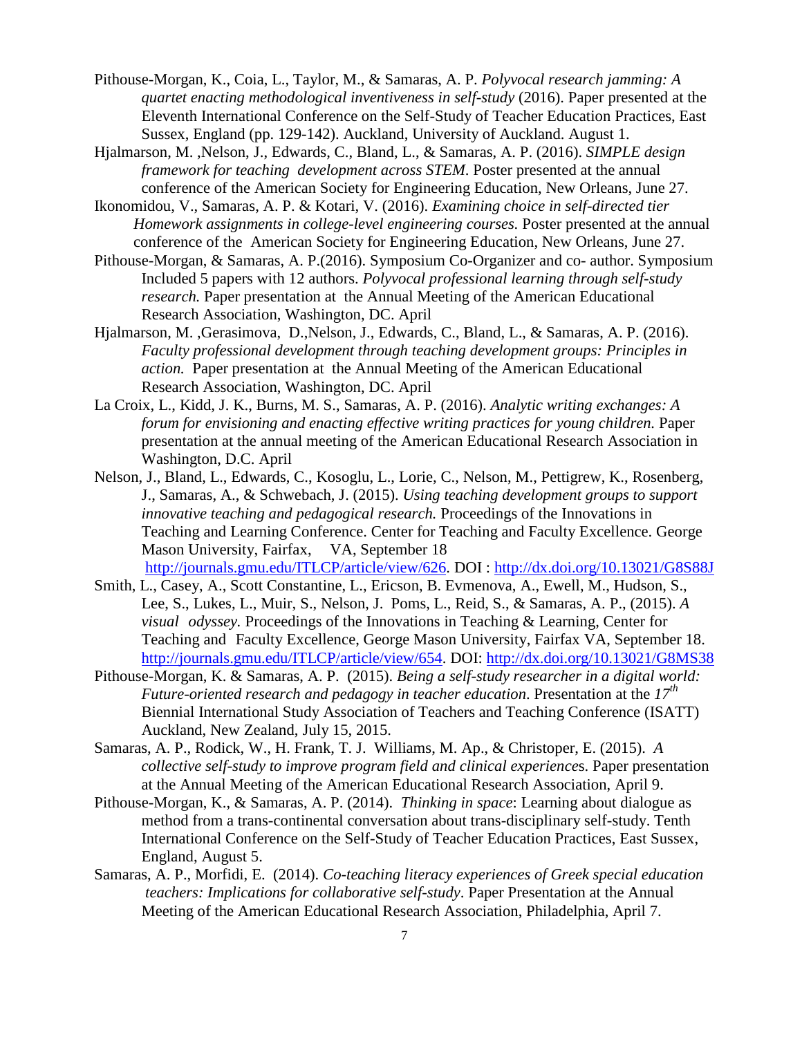Pithouse-Morgan, K., Coia, L., Taylor, M., & Samaras, A. P. *Polyvocal research jamming: A quartet enacting methodological inventiveness in self-study* (2016). Paper presented at the Eleventh International Conference on the Self-Study of Teacher Education Practices, East Sussex, England (pp. 129-142). Auckland, University of Auckland. August 1.

Hjalmarson, M. ,Nelson, J., Edwards, C., Bland, L., & Samaras, A. P. (2016). *SIMPLE design framework for teaching development across STEM*. Poster presented at the annual conference of the American Society for Engineering Education, New Orleans, June 27.

Ikonomidou, V., Samaras, A. P. & Kotari, V. (2016). *Examining choice in self-directed tier Homework assignments in college-level engineering courses.* Poster presented at the annual conference of the American Society for Engineering Education, New Orleans, June 27.

Pithouse-Morgan, & Samaras, A. P.(2016). Symposium Co-Organizer and co- author. Symposium Included 5 papers with 12 authors. *Polyvocal professional learning through self-study research.* Paper presentation at the Annual Meeting of the American Educational Research Association, Washington, DC. April

Hjalmarson, M. ,Gerasimova, D.,Nelson, J., Edwards, C., Bland, L., & Samaras, A. P. (2016). *Faculty professional development through teaching development groups: Principles in action.* Paper presentation at the Annual Meeting of the American Educational Research Association, Washington, DC. April

La Croix, L., Kidd, J. K., Burns, M. S., Samaras, A. P. (2016). *Analytic writing exchanges: A forum for envisioning and enacting effective writing practices for young children.* Paper presentation at the annual meeting of the American Educational Research Association in Washington, D.C. April

Nelson, J., Bland, L., Edwards, C., Kosoglu, L., Lorie, C., Nelson, M., Pettigrew, K., Rosenberg, J., Samaras, A., & Schwebach, J. (2015). *Using teaching development groups to support innovative teaching and pedagogical research.* Proceedings of the Innovations in Teaching and Learning Conference. Center for Teaching and Faculty Excellence. George Mason University, Fairfax, VA, September 18 http://journals.gmu.edu/ITLCP/article/view/626. DOI : http://dx.doi.org/10.13021/G8S88J

Smith, L., Casey, A., Scott Constantine, L., Ericson, B. Evmenova, A., Ewell, M., Hudson, S., Lee, S., Lukes, L., Muir, S., Nelson, J. Poms, L., Reid, S., & Samaras, A. P., (2015). *A visual odyssey.* Proceedings of the Innovations in Teaching & Learning, Center for Teaching and Faculty Excellence, George Mason University, Fairfax VA, September 18. http://journals.gmu.edu/ITLCP/article/view/654. DOI: http://dx.doi.org/10.13021/G8MS38

Pithouse-Morgan, K. & Samaras, A. P. (2015). *Being a self-study researcher in a digital world: Future-oriented research and pedagogy in teacher education*. Presentation at the *17th* Biennial International Study Association of Teachers and Teaching Conference (ISATT) Auckland, New Zealand, July 15, 2015.

Samaras, A. P., Rodick, W., H. Frank, T. J. Williams, M. Ap., & Christoper, E. (2015). *A collective self-study to improve program field and clinical experiences.* Paper presentation at the Annual Meeting of the American Educational Research Association, April 9.

Pithouse-Morgan, K., & Samaras, A. P. (2014). *Thinking in space*: Learning about dialogue as method from a trans-continental conversation about trans-disciplinary self-study. Tenth International Conference on the Self-Study of Teacher Education Practices, East Sussex, England, August 5.

Samaras, A. P., Morfidi, E. (2014). *Co-teaching literacy experiences of Greek special education teachers: Implications for collaborative self-study*. Paper Presentation at the Annual Meeting of the American Educational Research Association, Philadelphia, April 7.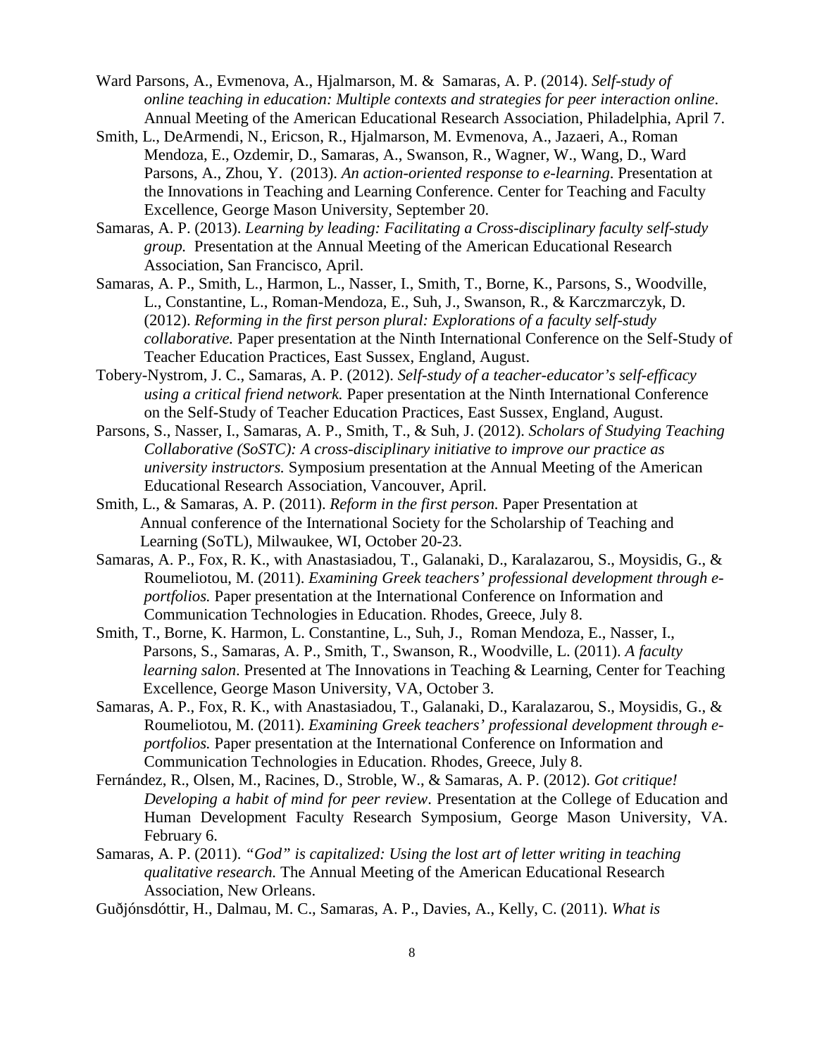Ward Parsons, A., Evmenova, A., Hjalmarson, M. & Samaras, A. P. (2014). *Self-study of online teaching in education: Multiple contexts and strategies for peer interaction online*. Annual Meeting of the American Educational Research Association, Philadelphia, April 7.

Smith, L., DeArmendi, N., Ericson, R., Hjalmarson, M. Evmenova, A., Jazaeri, A., Roman Mendoza, E., Ozdemir, D., Samaras, A., Swanson, R., Wagner, W., Wang, D., Ward Parsons, A., Zhou, Y. (2013). *An action-oriented response to e-learning*. Presentation at the Innovations in Teaching and Learning Conference. Center for Teaching and Faculty Excellence, George Mason University, September 20.

Samaras, A. P. (2013). *Learning by leading: Facilitating a Cross-disciplinary faculty self-study group.* Presentation at the Annual Meeting of the American Educational Research Association, San Francisco, April.

Samaras, A. P., Smith, L., Harmon, L., Nasser, I., Smith, T., Borne, K., Parsons, S., Woodville, L., Constantine, L., Roman-Mendoza, E., Suh, J., Swanson, R., & Karczmarczyk, D. (2012). *Reforming in the first person plural: Explorations of a faculty self-study collaborative.* Paper presentation at the Ninth International Conference on the Self-Study of Teacher Education Practices, East Sussex, England, August.

Tobery-Nystrom, J. C., Samaras, A. P. (2012). *Self-study of a teacher-educator's self-efficacy using a critical friend network.* Paper presentation at the Ninth International Conference on the Self-Study of Teacher Education Practices, East Sussex, England, August.

Parsons, S., Nasser, I., Samaras, A. P., Smith, T., & Suh, J. (2012). *Scholars of Studying Teaching Collaborative (SoSTC): A cross-disciplinary initiative to improve our practice as university instructors.* Symposium presentation at the Annual Meeting of the American Educational Research Association, Vancouver, April.

Smith, L., & Samaras, A. P. (2011). *Reform in the first person.* Paper Presentation at Annual conference of the International Society for the Scholarship of Teaching and Learning (SoTL), Milwaukee, WI, October 20-23.

Samaras, A. P., Fox, R. K., with Anastasiadou, T., Galanaki, D., Karalazarou, S., Moysidis, G., & Roumeliotou, M. (2011). *Examining Greek teachers' professional development through e-portfolios.* Paper presentation at the International Conference on Information and Communication Technologies in Education. Rhodes, Greece, July 8.

Smith, T., Borne, K. Harmon, L. Constantine, L., Suh, J., Roman Mendoza, E., Nasser, I., Parsons, S., Samaras, A. P., Smith, T., Swanson, R., Woodville, L. (2011). *A faculty learning salon*. Presented at The Innovations in Teaching & Learning, Center for Teaching Excellence, George Mason University, VA, October 3.

Samaras, A. P., Fox, R. K., with Anastasiadou, T., Galanaki, D., Karalazarou, S., Moysidis, G., & Roumeliotou, M. (2011). *Examining Greek teachers' professional development through e-portfolios.* Paper presentation at the International Conference on Information and Communication Technologies in Education. Rhodes, Greece, July 8.

Fernández, R., Olsen, M., Racines, D., Stroble, W., & Samaras, A. P. (2012). *Got critique! Developing a habit of mind for peer review*. Presentation at the College of Education and Human Development Faculty Research Symposium, George Mason University, VA. February 6.

Samaras, A. P. (2011). *"God" is capitalized: Using the lost art of letter writing in teaching qualitative research.* The Annual Meeting of the American Educational Research Association, New Orleans.

Guðjónsdóttir, H., Dalmau, M. C., Samaras, A. P., Davies, A., Kelly, C. (2011). *What is*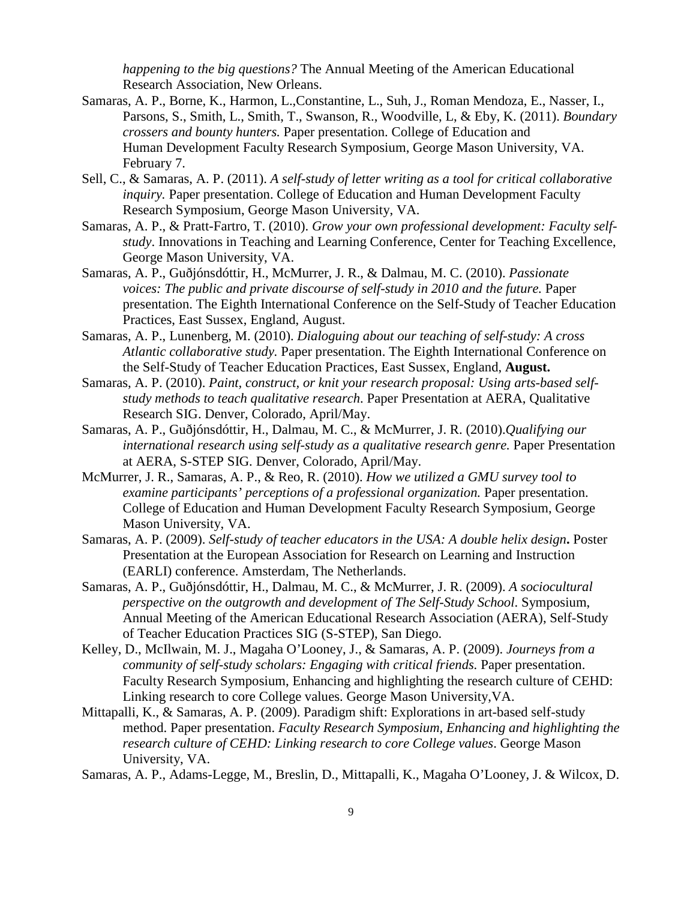*happening to the big questions?* The Annual Meeting of the American Educational Research Association, New Orleans.

Samaras, A. P., Borne, K., Harmon, L.,Constantine, L., Suh, J., Roman Mendoza, E., Nasser, I., Parsons, S., Smith, L., Smith, T., Swanson, R., Woodville, L, & Eby, K. (2011). *Boundary crossers and bounty hunters.* Paper presentation. College of Education and Human Development Faculty Research Symposium, George Mason University, VA. February 7.

Sell, C., & Samaras, A. P. (2011). *A self-study of letter writing as a tool for critical collaborative inquiry.* Paper presentation. College of Education and Human Development Faculty Research Symposium, George Mason University, VA.

Samaras, A. P., & Pratt-Fartro, T. (2010). *Grow your own professional development: Faculty self-study*. Innovations in Teaching and Learning Conference, Center for Teaching Excellence, George Mason University, VA.

Samaras, A. P., Guðjónsdóttir, H., McMurrer, J. R., & Dalmau, M. C. (2010). *Passionate voices: The public and private discourse of self-study in 2010 and the future.* Paper presentation. The Eighth International Conference on the Self-Study of Teacher Education Practices, East Sussex, England, August.

Samaras, A. P., Lunenberg, M. (2010). *Dialoguing about our teaching of self-study: A cross Atlantic collaborative study.* Paper presentation. The Eighth International Conference on the Self-Study of Teacher Education Practices, East Sussex, England, **August.**

Samaras, A. P. (2010). *Paint, construct, or knit your research proposal: Using arts-based self-study methods to teach qualitative research.* Paper Presentation at AERA, Qualitative Research SIG. Denver, Colorado, April/May.

Samaras, A. P., Guðjónsdóttir, H., Dalmau, M. C., & McMurrer, J. R. (2010).*Qualifying our international research using self-study as a qualitative research genre.* Paper Presentation at AERA, S-STEP SIG. Denver, Colorado, April/May.

McMurrer, J. R., Samaras, A. P., & Reo, R. (2010). *How we utilized a GMU survey tool to examine participants' perceptions of a professional organization.* Paper presentation. College of Education and Human Development Faculty Research Symposium, George Mason University, VA.

Samaras, A. P. (2009). *Self-study of teacher educators in the USA: A double helix design***.** Poster Presentation at the European Association for Research on Learning and Instruction (EARLI) conference. Amsterdam, The Netherlands.

Samaras, A. P., Guðjónsdóttir, H., Dalmau, M. C., & McMurrer, J. R. (2009). *A sociocultural perspective on the outgrowth and development of The Self-Study School*. Symposium, Annual Meeting of the American Educational Research Association (AERA), Self-Study of Teacher Education Practices SIG (S-STEP), San Diego.

Kelley, D., McIlwain, M. J., Magaha O'Looney, J., & Samaras, A. P. (2009). *Journeys from a community of self-study scholars: Engaging with critical friends.* Paper presentation. Faculty Research Symposium, Enhancing and highlighting the research culture of CEHD: Linking research to core College values. George Mason University,VA.

Mittapalli, K., & Samaras, A. P. (2009). Paradigm shift: Explorations in art-based self-study method. Paper presentation. *Faculty Research Symposium, Enhancing and highlighting the research culture of CEHD: Linking research to core College values*. George Mason University, VA.

Samaras, A. P., Adams-Legge, M., Breslin, D., Mittapalli, K., Magaha O'Looney, J. & Wilcox, D.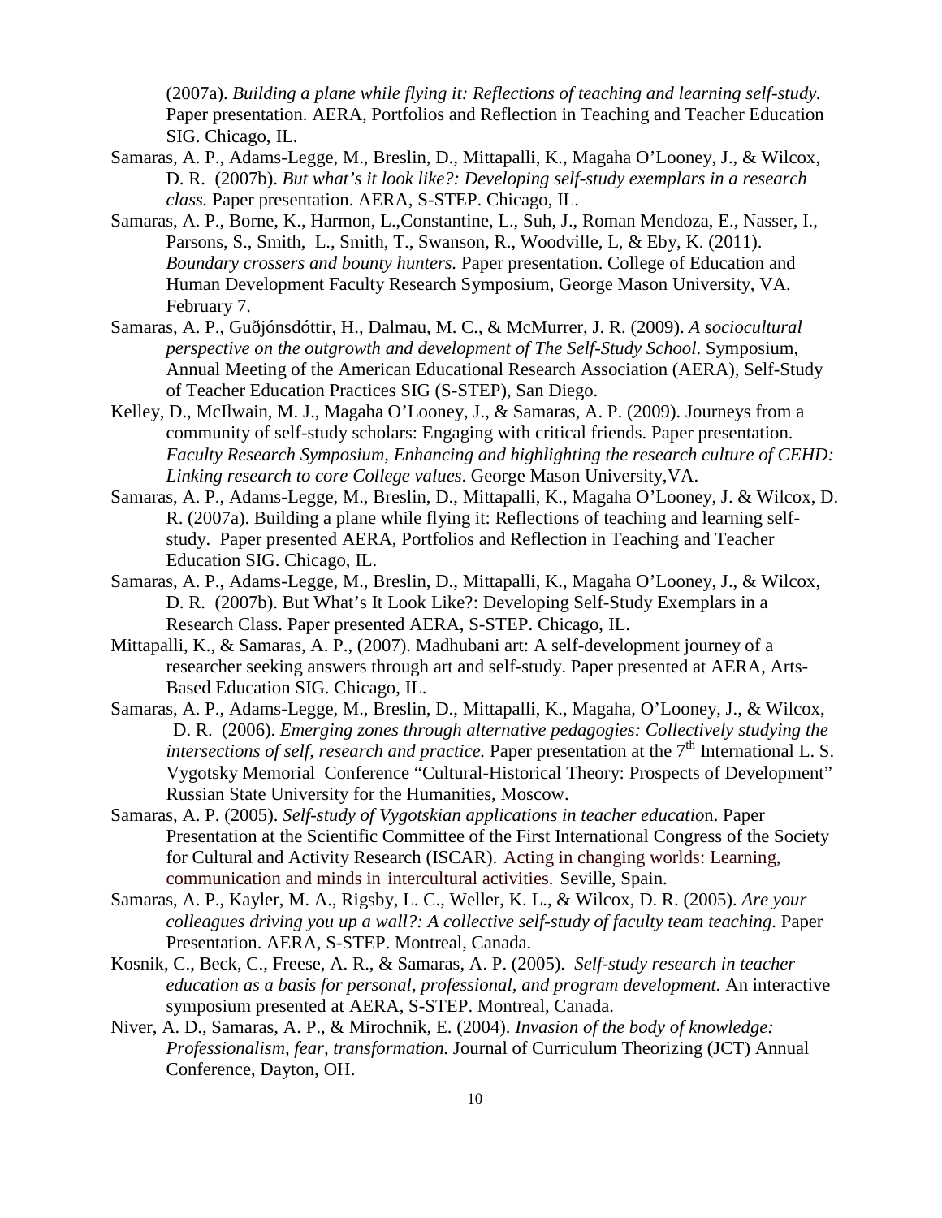(2007a). *Building a plane while flying it: Reflections of teaching and learning self-study.* Paper presentation. AERA, Portfolios and Reflection in Teaching and Teacher Education SIG. Chicago, IL.

Samaras, A. P., Adams-Legge, M., Breslin, D., Mittapalli, K., Magaha O'Looney, J., & Wilcox, D. R. (2007b). *But what's it look like?: Developing self-study exemplars in a research class.* Paper presentation. AERA, S-STEP. Chicago, IL.

Samaras, A. P., Borne, K., Harmon, L.,Constantine, L., Suh, J., Roman Mendoza, E., Nasser, I., Parsons, S., Smith, L., Smith, T., Swanson, R., Woodville, L, & Eby, K. (2011). *Boundary crossers and bounty hunters.* Paper presentation. College of Education and Human Development Faculty Research Symposium, George Mason University, VA. February 7.

Samaras, A. P., Guðjónsdóttir, H., Dalmau, M. C., & McMurrer, J. R. (2009). *A sociocultural perspective on the outgrowth and development of The Self-Study School*. Symposium, Annual Meeting of the American Educational Research Association (AERA), Self-Study of Teacher Education Practices SIG (S-STEP), San Diego.

Kelley, D., McIlwain, M. J., Magaha O'Looney, J., & Samaras, A. P. (2009). Journeys from a community of self-study scholars: Engaging with critical friends. Paper presentation. *Faculty Research Symposium, Enhancing and highlighting the research culture of CEHD: Linking research to core College values*. George Mason University,VA.

Samaras, A. P., Adams-Legge, M., Breslin, D., Mittapalli, K., Magaha O'Looney, J. & Wilcox, D. R. (2007a). Building a plane while flying it: Reflections of teaching and learning self-study. Paper presented AERA, Portfolios and Reflection in Teaching and Teacher Education SIG. Chicago, IL.

Samaras, A. P., Adams-Legge, M., Breslin, D., Mittapalli, K., Magaha O'Looney, J., & Wilcox, D. R. (2007b). But What's It Look Like?: Developing Self-Study Exemplars in a Research Class. Paper presented AERA, S-STEP. Chicago, IL.

Mittapalli, K., & Samaras, A. P., (2007). Madhubani art: A self-development journey of a researcher seeking answers through art and self-study. Paper presented at AERA, Arts-Based Education SIG. Chicago, IL.

Samaras, A. P., Adams-Legge, M., Breslin, D., Mittapalli, K., Magaha, O'Looney, J., & Wilcox, D. R. (2006). *Emerging zones through alternative pedagogies: Collectively studying the intersections of self, research and practice.* Paper presentation at the 7th International L. S. Vygotsky Memorial Conference "Cultural-Historical Theory: Prospects of Development" Russian State University for the Humanities, Moscow.

Samaras, A. P. (2005). *Self-study of Vygotskian applications in teacher education*. Paper Presentation at the Scientific Committee of the First International Congress of the Society for Cultural and Activity Research (ISCAR). Acting in changing worlds: Learning, communication and minds in intercultural activities. Seville, Spain.

Samaras, A. P., Kayler, M. A., Rigsby, L. C., Weller, K. L., & Wilcox, D. R. (2005). *Are your colleagues driving you up a wall?: A collective self-study of faculty team teaching*. Paper Presentation. AERA, S-STEP. Montreal, Canada.

Kosnik, C., Beck, C., Freese, A. R., & Samaras, A. P. (2005). *Self-study research in teacher education as a basis for personal, professional, and program development.* An interactive symposium presented at AERA, S-STEP. Montreal, Canada.

Niver, A. D., Samaras, A. P., & Mirochnik, E. (2004). *Invasion of the body of knowledge: Professionalism, fear, transformation.* Journal of Curriculum Theorizing (JCT) Annual Conference, Dayton, OH.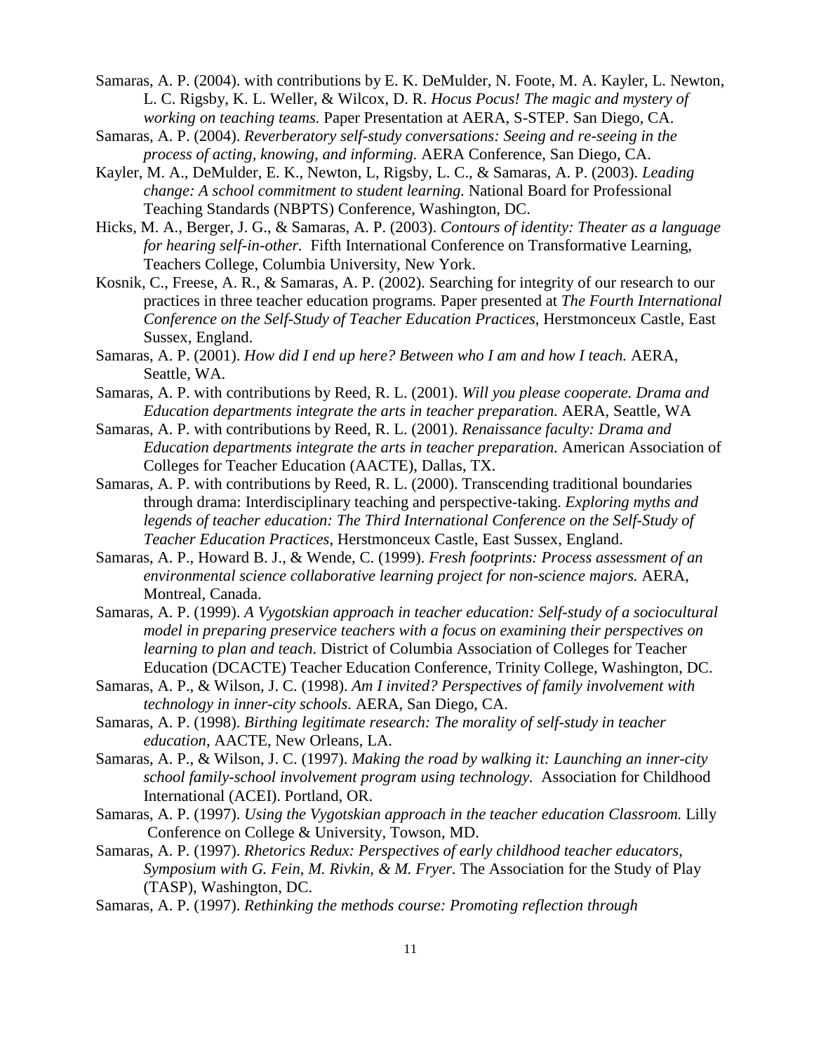Samaras, A. P. (2004). with contributions by E. K. DeMulder, N. Foote, M. A. Kayler, L. Newton, L. C. Rigsby, K. L. Weller, & Wilcox, D. R. *Hocus Pocus! The magic and mystery of working on teaching teams.* Paper Presentation at AERA, S-STEP. San Diego, CA.

Samaras, A. P. (2004). *Reverberatory self-study conversations: Seeing and re-seeing in the process of acting, knowing, and informing.* AERA Conference, San Diego, CA.

Kayler, M. A., DeMulder, E. K., Newton, L, Rigsby, L. C., & Samaras, A. P. (2003). *Leading change: A school commitment to student learning.* National Board for Professional Teaching Standards (NBPTS) Conference, Washington, DC.

Hicks, M. A., Berger, J. G., & Samaras, A. P. (2003). *Contours of identity: Theater as a language for hearing self-in-other.* Fifth International Conference on Transformative Learning, Teachers College, Columbia University, New York.

Kosnik, C., Freese, A. R., & Samaras, A. P. (2002). Searching for integrity of our research to our practices in three teacher education programs. Paper presented at *The Fourth International Conference on the Self-Study of Teacher Education Practices,* Herstmonceux Castle, East Sussex, England.

Samaras, A. P. (2001). *How did I end up here? Between who I am and how I teach.* AERA, Seattle, WA.

Samaras, A. P. with contributions by Reed, R. L. (2001). *Will you please cooperate. Drama and Education departments integrate the arts in teacher preparation.* AERA, Seattle, WA

Samaras, A. P. with contributions by Reed, R. L. (2001). *Renaissance faculty: Drama and Education departments integrate the arts in teacher preparation.* American Association of Colleges for Teacher Education (AACTE), Dallas, TX.

Samaras, A. P. with contributions by Reed, R. L. (2000). Transcending traditional boundaries through drama: Interdisciplinary teaching and perspective-taking. *Exploring myths and legends of teacher education: The Third International Conference on the Self-Study of Teacher Education Practices*, Herstmonceux Castle, East Sussex, England.

Samaras, A. P., Howard B. J., & Wende, C. (1999). *Fresh footprints: Process assessment of an environmental science collaborative learning project for non-science majors.* AERA, Montreal, Canada.

Samaras, A. P. (1999). *A Vygotskian approach in teacher education: Self-study of a sociocultural model in preparing preservice teachers with a focus on examining their perspectives on learning to plan and teach*. District of Columbia Association of Colleges for Teacher Education (DCACTE) Teacher Education Conference, Trinity College, Washington, DC.

Samaras, A. P., & Wilson, J. C. (1998). *Am I invited? Perspectives of family involvement with technology in inner-city schools*. AERA, San Diego, CA.

Samaras, A. P. (1998). *Birthing legitimate research: The morality of self-study in teacher education*, AACTE, New Orleans, LA.

Samaras, A. P., & Wilson, J. C. (1997). *Making the road by walking it: Launching an inner-city school family-school involvement program using technology.* Association for Childhood International (ACEI). Portland, OR.

Samaras, A. P. (1997). *Using the Vygotskian approach in the teacher education Classroom.* Lilly Conference on College & University, Towson, MD.

Samaras, A. P. (1997). *Rhetorics Redux: Perspectives of early childhood teacher educators, Symposium with G. Fein, M. Rivkin, & M. Fryer.* The Association for the Study of Play (TASP), Washington, DC.

Samaras, A. P. (1997). *Rethinking the methods course: Promoting reflection through*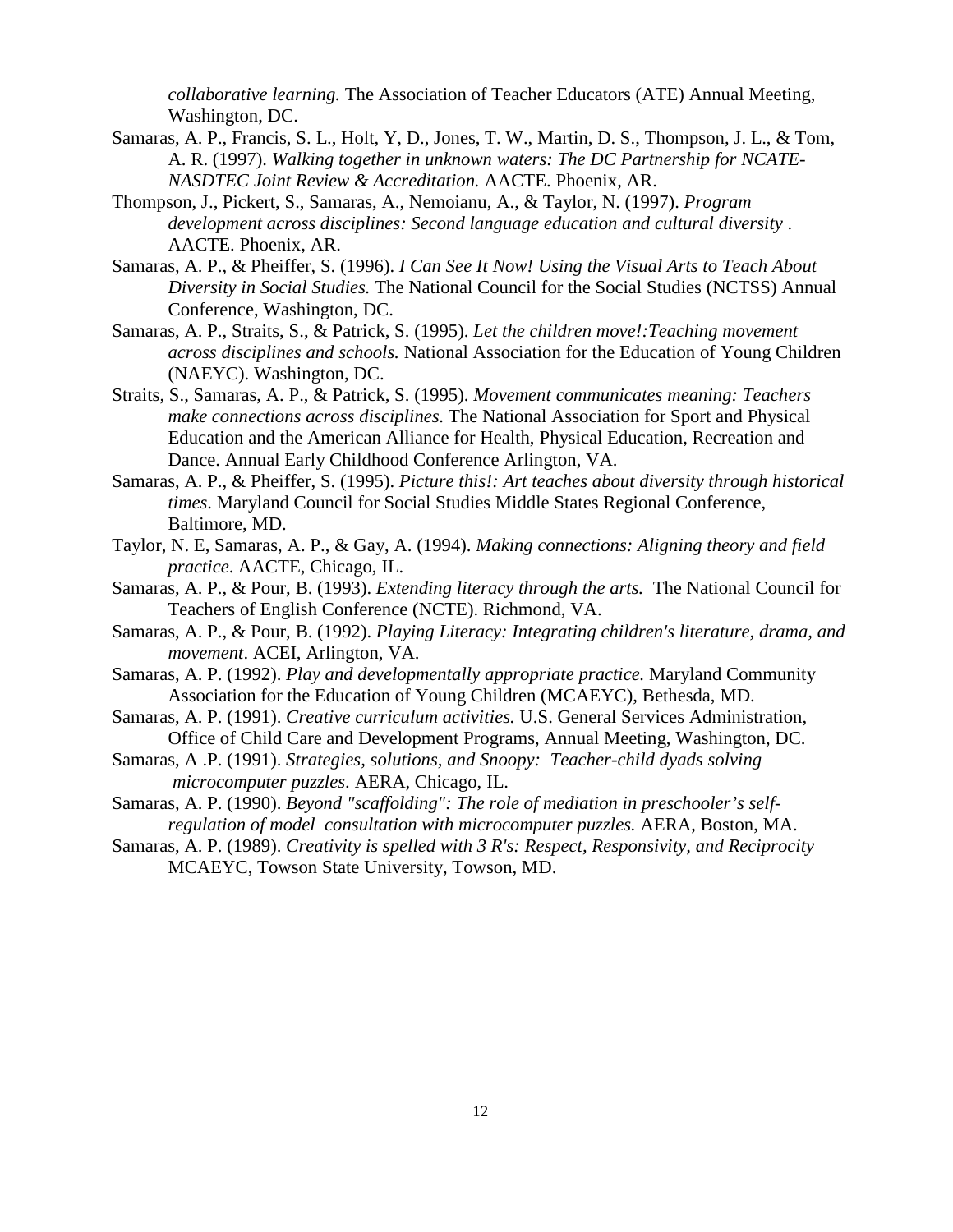*collaborative learning.* The Association of Teacher Educators (ATE) Annual Meeting, Washington, DC.

Samaras, A. P., Francis, S. L., Holt, Y, D., Jones, T. W., Martin, D. S., Thompson, J. L., & Tom, A. R. (1997). *Walking together in unknown waters: The DC Partnership for NCATE-NASDTEC Joint Review & Accreditation.* AACTE. Phoenix, AR.

Thompson, J., Pickert, S., Samaras, A., Nemoianu, A., & Taylor, N. (1997). *Program development across disciplines: Second language education and cultural diversity* . AACTE. Phoenix, AR.

Samaras, A. P., & Pheiffer, S. (1996). *I Can See It Now! Using the Visual Arts to Teach About Diversity in Social Studies.* The National Council for the Social Studies (NCTSS) Annual Conference, Washington, DC.

Samaras, A. P., Straits, S., & Patrick, S. (1995). *Let the children move!:Teaching movement across disciplines and schools.* National Association for the Education of Young Children (NAEYC). Washington, DC.

Straits, S., Samaras, A. P., & Patrick, S. (1995). *Movement communicates meaning: Teachers make connections across disciplines.* The National Association for Sport and Physical Education and the American Alliance for Health, Physical Education, Recreation and Dance. Annual Early Childhood Conference Arlington, VA.

Samaras, A. P., & Pheiffer, S. (1995). *Picture this!: Art teaches about diversity through historical times*. Maryland Council for Social Studies Middle States Regional Conference, Baltimore, MD.

Taylor, N. E, Samaras, A. P., & Gay, A. (1994). *Making connections: Aligning theory and field practice*. AACTE, Chicago, IL.

Samaras, A. P., & Pour, B. (1993). *Extending literacy through the arts.* The National Council for Teachers of English Conference (NCTE). Richmond, VA.

Samaras, A. P., & Pour, B. (1992). *Playing Literacy: Integrating children's literature, drama, and movement*. ACEI, Arlington, VA.

Samaras, A. P. (1992). *Play and developmentally appropriate practice.* Maryland Community Association for the Education of Young Children (MCAEYC), Bethesda, MD.

Samaras, A. P. (1991). *Creative curriculum activities.* U.S. General Services Administration, Office of Child Care and Development Programs, Annual Meeting, Washington, DC.

Samaras, A .P. (1991). *Strategies, solutions, and Snoopy: Teacher-child dyads solving microcomputer puzzles*. AERA, Chicago, IL.

Samaras, A. P. (1990). *Beyond "scaffolding": The role of mediation in preschooler's self-regulation of model consultation with microcomputer puzzles.* AERA, Boston, MA.

Samaras, A. P. (1989). *Creativity is spelled with 3 R's: Respect, Responsivity, and Reciprocity* MCAEYC, Towson State University, Towson, MD.